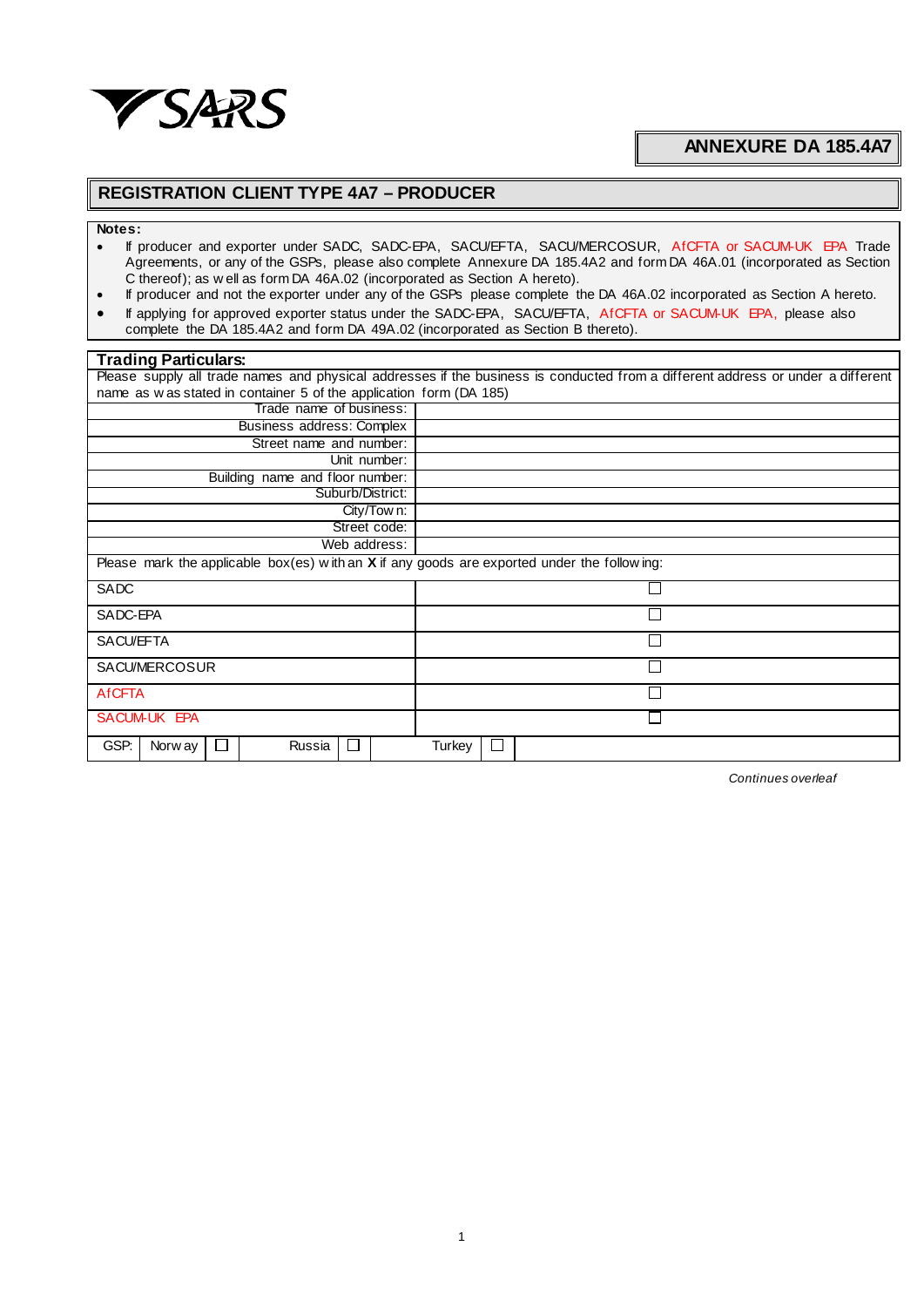SARS

**ANNEXURE DA 185.4A7**

## REGISTRATION CLIENT TYPE 4A7 – PRODUCER

**Notes:**

- If producer and exporter under SADC, SADC-EPA, SACU/EFTA, SACU/MERCOSUR, AfCFTA or SACUM-UK EPA Trade Agreements, or any of the GSPs, please also complete Annexure DA 185.4A2 and form DA 46A.01 (incorporated as Section C thereof); as well as form DA 46A.02 (incorporated as Section A hereto).
- If producer and not the exporter under any of the GSPs please complete the DA 46A.02 incorporated as Section A hereto.
- If applying for approved exporter status under the SADC-EPA, SACU/EFTA, AfCFTA or SACUM-UK EPA, please also complete the DA 185.4A2 and form DA 49A.02 (incorporated as Section B thereto).

**Trading Particulars:**

Please supply all trade names and physical addresses if the business is conducted from a different address or under a different name as was stated in container 5 of the application form (DA 185)

| | |
|---|---|
| Trade name of business: | |
| Business address: Complex | |
| Street name and number: | |
| Unit number: | |
| Building name and floor number: | |
| Suburb/District: | |
| City/Town: | |
| Street code: | |
| Web address: | |

Please mark the applicable box(es) with an **X** if any goods are exported under the following:

| | |
|---|---|
| SADC | ☐ |
| SADC-EPA | ☐ |
| SACU/EFTA | ☐ |
| SACU/MERCOSUR | ☐ |
| AfCFTA | ☐ |
| SACUM-UK EPA | ☐ |

| GSP: | Norway | ☐ | Russia | ☐ | Turkey | ☐ |
|---|---|---|---|---|---|---|

*Continues overleaf*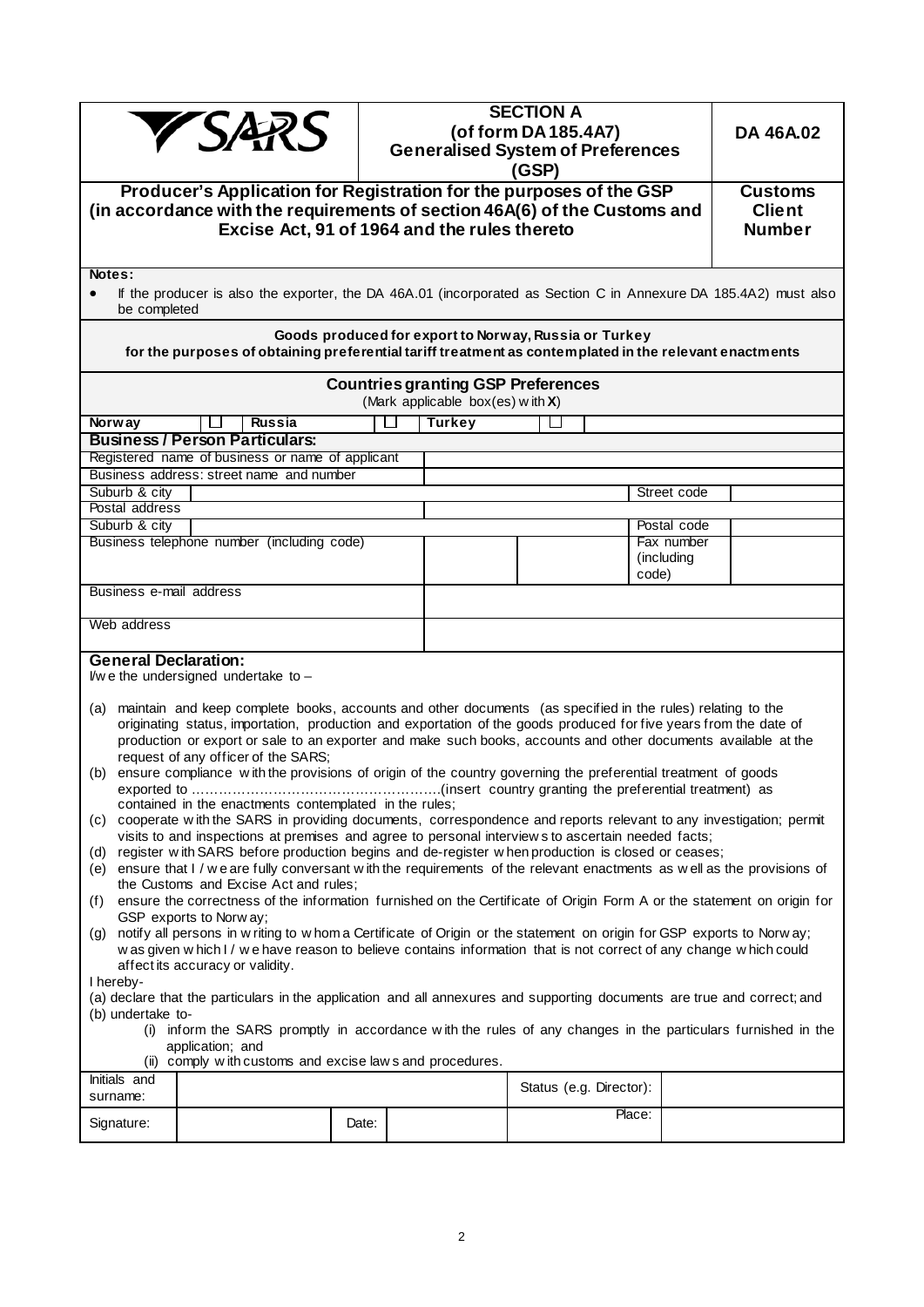| SARS | SECTION A (of form DA 185.4A7) Generalised System of Preferences (GSP) | DA 46A.02 |
|---|---|---|
| **Producer's Application for Registration for the purposes of the GSP (in accordance with the requirements of section 46A(6) of the Customs and Excise Act, 91 of 1964 and the rules thereto** | | **Customs Client Number** |

**Notes:**

- If the producer is also the exporter, the DA 46A.01 (incorporated as Section C in Annexure DA 185.4A2) must also be completed

**Goods produced for export to Norway, Russia or Turkey for the purposes of obtaining preferential tariff treatment as contemplated in the relevant enactments**

**Countries granting GSP Preferences**
(Mark applicable box(es) with **X**)

| Norway | ☐ | Russia | ☐ | Turkey | ☐ |
|---|---|---|---|---|---|

**Business / Person Particulars:**

| | | | | |
|---|---|---|---|---|
| Registered name of business or name of applicant | | | | |
| Business address: street name and number | | | | |
| Suburb & city | | | Street code | |
| Postal address | | | | |
| Suburb & city | | | Postal code | |
| Business telephone number (including code) | | | Fax number (including code) | |
| Business e-mail address | | | | |
| Web address | | | | |

**General Declaration:**

I/we the undersigned undertake to –

(a) maintain and keep complete books, accounts and other documents (as specified in the rules) relating to the originating status, importation, production and exportation of the goods produced for five years from the date of production or export or sale to an exporter and make such books, accounts and other documents available at the request of any officer of the SARS;

(b) ensure compliance with the provisions of origin of the country governing the preferential treatment of goods exported to ……………………………………………….(insert country granting the preferential treatment) as contained in the enactments contemplated in the rules;

(c) cooperate with the SARS in providing documents, correspondence and reports relevant to any investigation; permit visits to and inspections at premises and agree to personal interviews to ascertain needed facts;

(d) register with SARS before production begins and de-register when production is closed or ceases;

(e) ensure that I / we are fully conversant with the requirements of the relevant enactments as well as the provisions of the Customs and Excise Act and rules;

(f) ensure the correctness of the information furnished on the Certificate of Origin Form A or the statement on origin for GSP exports to Norway;

(g) notify all persons in writing to whom a Certificate of Origin or the statement on origin for GSP exports to Norway; was given which I / we have reason to believe contains information that is not correct of any change which could affect its accuracy or validity.

I hereby-

(a) declare that the particulars in the application and all annexures and supporting documents are true and correct; and

(b) undertake to-

(i) inform the SARS promptly in accordance with the rules of any changes in the particulars furnished in the application; and

(ii) comply with customs and excise laws and procedures.

| | | | | | |
|---|---|---|---|---|---|
| Initials and surname: | | | | Status (e.g. Director): | |
| Signature: | | Date: | | Place: | |